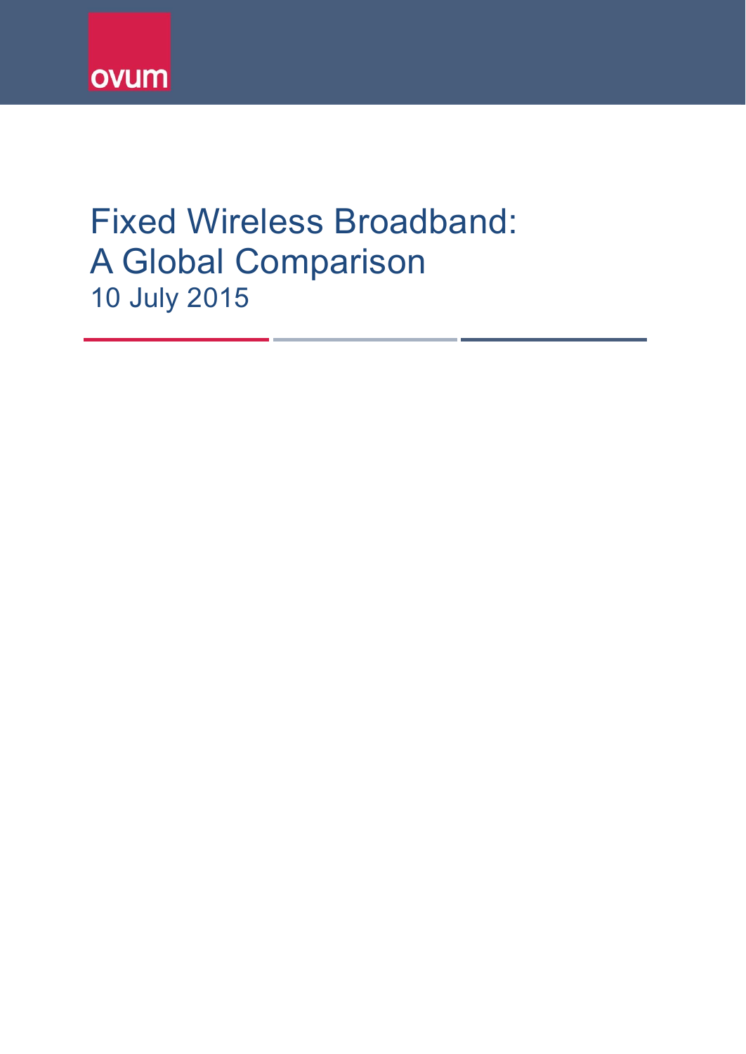ovum

# Fixed Wireless Broadband: A Global Comparison

10 July 2015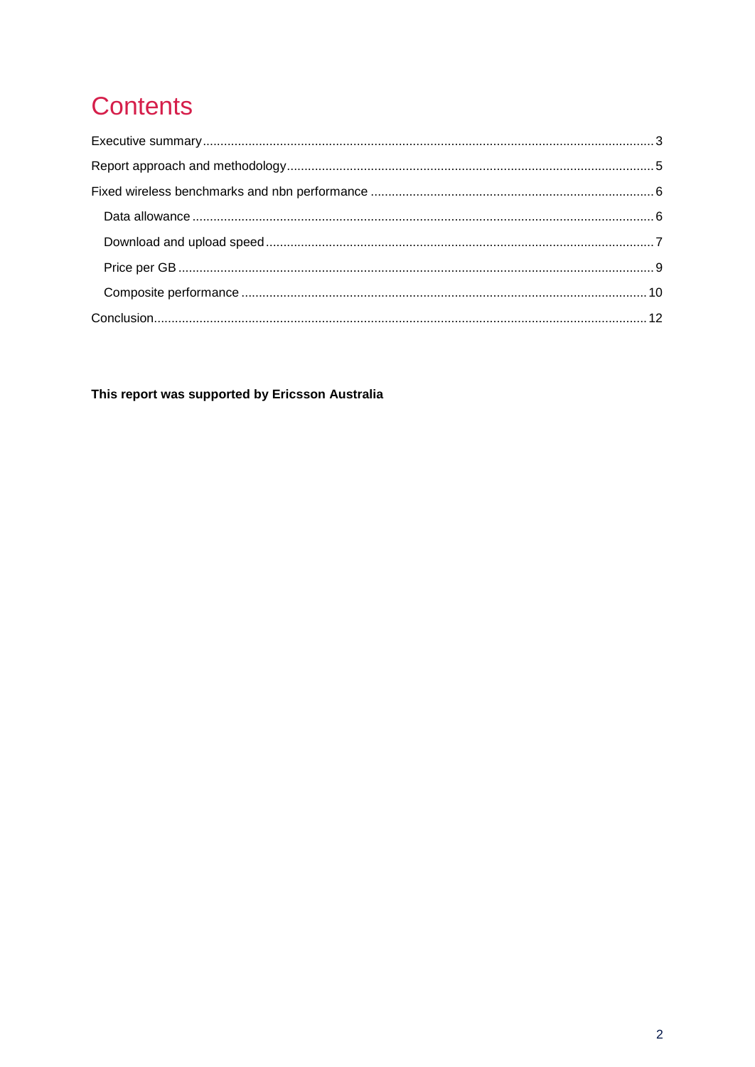# Contents

Executive summary ..... 3

Report approach and methodology ..... 5

Fixed wireless benchmarks and nbn performance ..... 6

- Data allowance ..... 6
- Download and upload speed ..... 7
- Price per GB ..... 9
- Composite performance ..... 10

Conclusion ..... 12

**This report was supported by Ericsson Australia**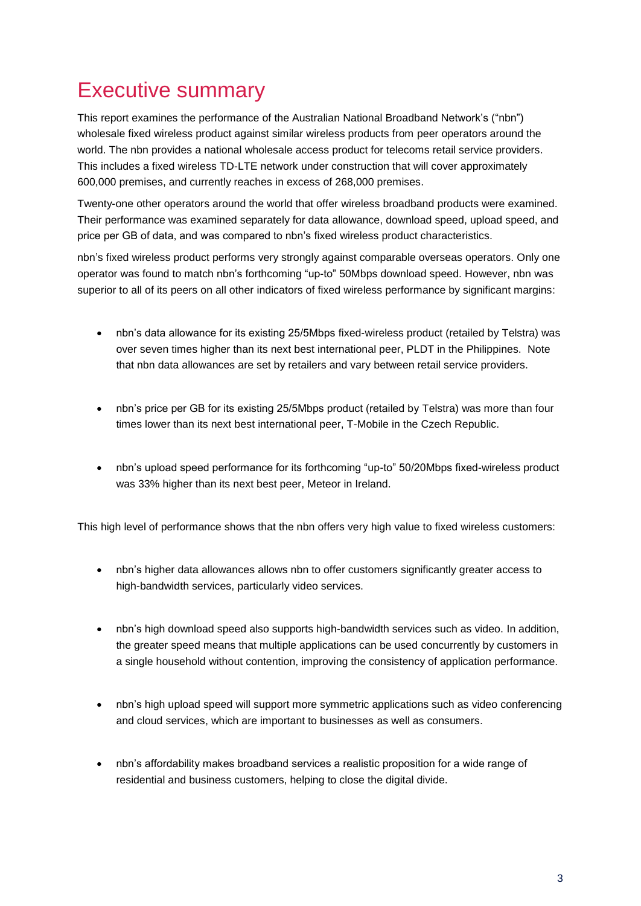# Executive summary

This report examines the performance of the Australian National Broadband Network's ("nbn") wholesale fixed wireless product against similar wireless products from peer operators around the world. The nbn provides a national wholesale access product for telecoms retail service providers. This includes a fixed wireless TD-LTE network under construction that will cover approximately 600,000 premises, and currently reaches in excess of 268,000 premises.

Twenty-one other operators around the world that offer wireless broadband products were examined. Their performance was examined separately for data allowance, download speed, upload speed, and price per GB of data, and was compared to nbn's fixed wireless product characteristics.

nbn's fixed wireless product performs very strongly against comparable overseas operators. Only one operator was found to match nbn's forthcoming "up-to" 50Mbps download speed. However, nbn was superior to all of its peers on all other indicators of fixed wireless performance by significant margins:

- nbn's data allowance for its existing 25/5Mbps fixed-wireless product (retailed by Telstra) was over seven times higher than its next best international peer, PLDT in the Philippines. Note that nbn data allowances are set by retailers and vary between retail service providers.
- nbn's price per GB for its existing 25/5Mbps product (retailed by Telstra) was more than four times lower than its next best international peer, T-Mobile in the Czech Republic.
- nbn's upload speed performance for its forthcoming "up-to" 50/20Mbps fixed-wireless product was 33% higher than its next best peer, Meteor in Ireland.

This high level of performance shows that the nbn offers very high value to fixed wireless customers:

- nbn's higher data allowances allows nbn to offer customers significantly greater access to high-bandwidth services, particularly video services.
- nbn's high download speed also supports high-bandwidth services such as video. In addition, the greater speed means that multiple applications can be used concurrently by customers in a single household without contention, improving the consistency of application performance.
- nbn's high upload speed will support more symmetric applications such as video conferencing and cloud services, which are important to businesses as well as consumers.
- nbn's affordability makes broadband services a realistic proposition for a wide range of residential and business customers, helping to close the digital divide.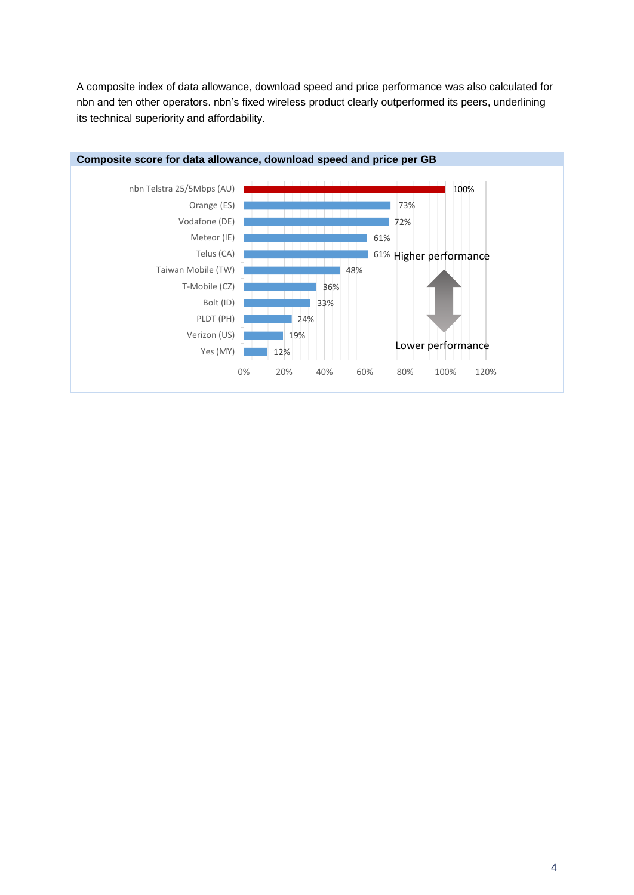A composite index of data allowance, download speed and price performance was also calculated for nbn and ten other operators. nbn's fixed wireless product clearly outperformed its peers, underlining its technical superiority and affordability.

**Composite score for data allowance, download speed and price per GB**

| Operator | Composite score |
|---|---|
| nbn Telstra 25/5Mbps (AU) | 100% |
| Orange (ES) | 73% |
| Vodafone (DE) | 72% |
| Meteor (IE) | 61% |
| Telus (CA) | 61% |
| Taiwan Mobile (TW) | 48% |
| T-Mobile (CZ) | 36% |
| Bolt (ID) | 33% |
| PLDT (PH) | 24% |
| Verizon (US) | 19% |
| Yes (MY) | 12% |

Higher performance ↔ Lower performance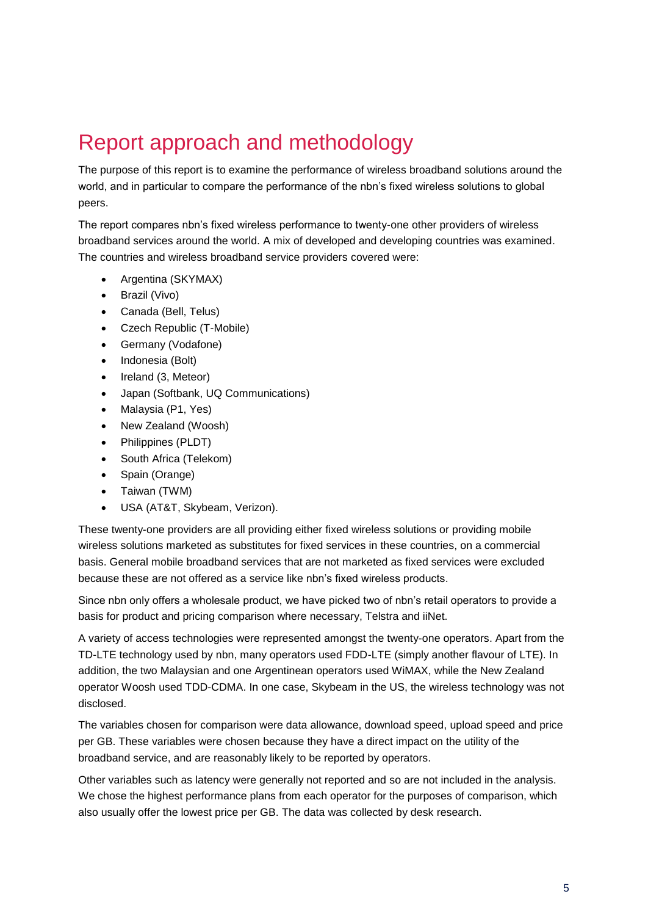# Report approach and methodology

The purpose of this report is to examine the performance of wireless broadband solutions around the world, and in particular to compare the performance of the nbn's fixed wireless solutions to global peers.

The report compares nbn's fixed wireless performance to twenty-one other providers of wireless broadband services around the world. A mix of developed and developing countries was examined. The countries and wireless broadband service providers covered were:

- Argentina (SKYMAX)
- Brazil (Vivo)
- Canada (Bell, Telus)
- Czech Republic (T-Mobile)
- Germany (Vodafone)
- Indonesia (Bolt)
- Ireland (3, Meteor)
- Japan (Softbank, UQ Communications)
- Malaysia (P1, Yes)
- New Zealand (Woosh)
- Philippines (PLDT)
- South Africa (Telekom)
- Spain (Orange)
- Taiwan (TWM)
- USA (AT&T, Skybeam, Verizon).

These twenty-one providers are all providing either fixed wireless solutions or providing mobile wireless solutions marketed as substitutes for fixed services in these countries, on a commercial basis. General mobile broadband services that are not marketed as fixed services were excluded because these are not offered as a service like nbn's fixed wireless products.

Since nbn only offers a wholesale product, we have picked two of nbn's retail operators to provide a basis for product and pricing comparison where necessary, Telstra and iiNet.

A variety of access technologies were represented amongst the twenty-one operators. Apart from the TD-LTE technology used by nbn, many operators used FDD-LTE (simply another flavour of LTE). In addition, the two Malaysian and one Argentinean operators used WiMAX, while the New Zealand operator Woosh used TDD-CDMA. In one case, Skybeam in the US, the wireless technology was not disclosed.

The variables chosen for comparison were data allowance, download speed, upload speed and price per GB. These variables were chosen because they have a direct impact on the utility of the broadband service, and are reasonably likely to be reported by operators.

Other variables such as latency were generally not reported and so are not included in the analysis. We chose the highest performance plans from each operator for the purposes of comparison, which also usually offer the lowest price per GB. The data was collected by desk research.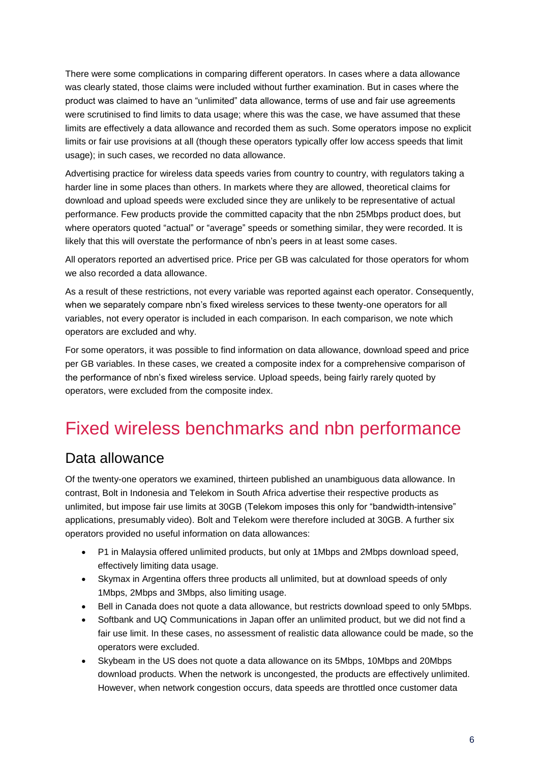There were some complications in comparing different operators. In cases where a data allowance was clearly stated, those claims were included without further examination. But in cases where the product was claimed to have an "unlimited" data allowance, terms of use and fair use agreements were scrutinised to find limits to data usage; where this was the case, we have assumed that these limits are effectively a data allowance and recorded them as such. Some operators impose no explicit limits or fair use provisions at all (though these operators typically offer low access speeds that limit usage); in such cases, we recorded no data allowance.

Advertising practice for wireless data speeds varies from country to country, with regulators taking a harder line in some places than others. In markets where they are allowed, theoretical claims for download and upload speeds were excluded since they are unlikely to be representative of actual performance. Few products provide the committed capacity that the nbn 25Mbps product does, but where operators quoted "actual" or "average" speeds or something similar, they were recorded. It is likely that this will overstate the performance of nbn's peers in at least some cases.

All operators reported an advertised price. Price per GB was calculated for those operators for whom we also recorded a data allowance.

As a result of these restrictions, not every variable was reported against each operator. Consequently, when we separately compare nbn's fixed wireless services to these twenty-one operators for all variables, not every operator is included in each comparison. In each comparison, we note which operators are excluded and why.

For some operators, it was possible to find information on data allowance, download speed and price per GB variables. In these cases, we created a composite index for a comprehensive comparison of the performance of nbn's fixed wireless service. Upload speeds, being fairly rarely quoted by operators, were excluded from the composite index.

# Fixed wireless benchmarks and nbn performance

## Data allowance

Of the twenty-one operators we examined, thirteen published an unambiguous data allowance. In contrast, Bolt in Indonesia and Telekom in South Africa advertise their respective products as unlimited, but impose fair use limits at 30GB (Telekom imposes this only for "bandwidth-intensive" applications, presumably video). Bolt and Telekom were therefore included at 30GB. A further six operators provided no useful information on data allowances:

- P1 in Malaysia offered unlimited products, but only at 1Mbps and 2Mbps download speed, effectively limiting data usage.
- Skymax in Argentina offers three products all unlimited, but at download speeds of only 1Mbps, 2Mbps and 3Mbps, also limiting usage.
- Bell in Canada does not quote a data allowance, but restricts download speed to only 5Mbps.
- Softbank and UQ Communications in Japan offer an unlimited product, but we did not find a fair use limit. In these cases, no assessment of realistic data allowance could be made, so the operators were excluded.
- Skybeam in the US does not quote a data allowance on its 5Mbps, 10Mbps and 20Mbps download products. When the network is uncongested, the products are effectively unlimited. However, when network congestion occurs, data speeds are throttled once customer data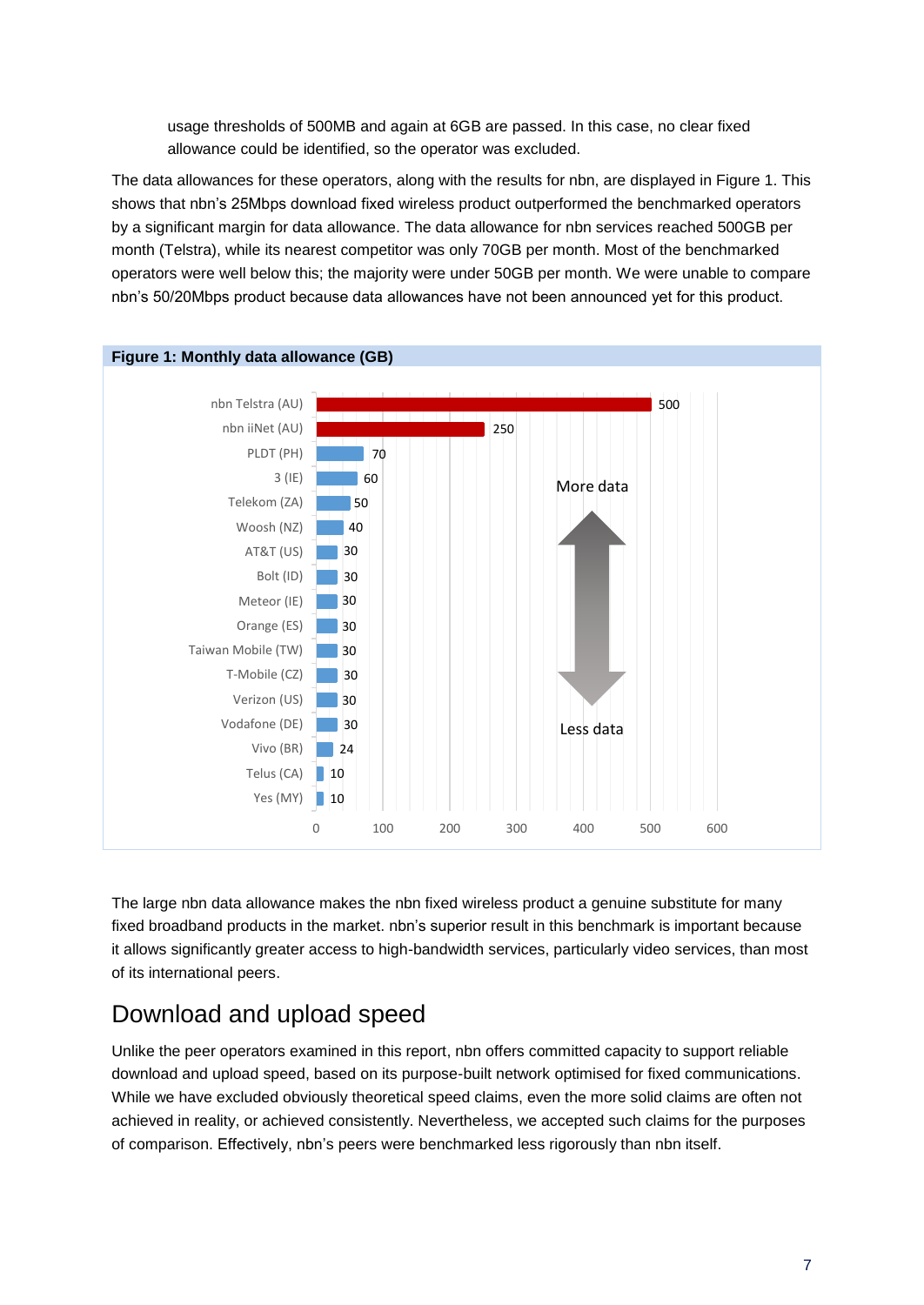usage thresholds of 500MB and again at 6GB are passed. In this case, no clear fixed allowance could be identified, so the operator was excluded.

The data allowances for these operators, along with the results for nbn, are displayed in Figure 1. This shows that nbn's 25Mbps download fixed wireless product outperformed the benchmarked operators by a significant margin for data allowance. The data allowance for nbn services reached 500GB per month (Telstra), while its nearest competitor was only 70GB per month. Most of the benchmarked operators were well below this; the majority were under 50GB per month. We were unable to compare nbn's 50/20Mbps product because data allowances have not been announced yet for this product.

**Figure 1: Monthly data allowance (GB)**

| Operator | Monthly data allowance (GB) |
|---|---|
| nbn Telstra (AU) | 500 |
| nbn iiNet (AU) | 250 |
| PLDT (PH) | 70 |
| 3 (IE) | 60 |
| Telekom (ZA) | 50 |
| Woosh (NZ) | 40 |
| AT&T (US) | 30 |
| Bolt (ID) | 30 |
| Meteor (IE) | 30 |
| Orange (ES) | 30 |
| Taiwan Mobile (TW) | 30 |
| T-Mobile (CZ) | 30 |
| Verizon (US) | 30 |
| Vodafone (DE) | 30 |
| Vivo (BR) | 24 |
| Telus (CA) | 10 |
| Yes (MY) | 10 |

The large nbn data allowance makes the nbn fixed wireless product a genuine substitute for many fixed broadband products in the market. nbn's superior result in this benchmark is important because it allows significantly greater access to high-bandwidth services, particularly video services, than most of its international peers.

## Download and upload speed

Unlike the peer operators examined in this report, nbn offers committed capacity to support reliable download and upload speed, based on its purpose-built network optimised for fixed communications. While we have excluded obviously theoretical speed claims, even the more solid claims are often not achieved in reality, or achieved consistently. Nevertheless, we accepted such claims for the purposes of comparison. Effectively, nbn's peers were benchmarked less rigorously than nbn itself.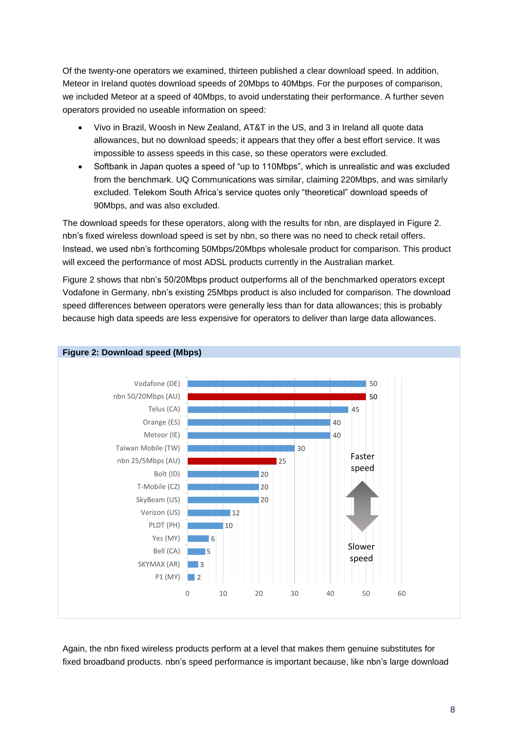Of the twenty-one operators we examined, thirteen published a clear download speed. In addition, Meteor in Ireland quotes download speeds of 20Mbps to 40Mbps. For the purposes of comparison, we included Meteor at a speed of 40Mbps, to avoid understating their performance. A further seven operators provided no useable information on speed:

- Vivo in Brazil, Woosh in New Zealand, AT&T in the US, and 3 in Ireland all quote data allowances, but no download speeds; it appears that they offer a best effort service. It was impossible to assess speeds in this case, so these operators were excluded.
- Softbank in Japan quotes a speed of "up to 110Mbps", which is unrealistic and was excluded from the benchmark. UQ Communications was similar, claiming 220Mbps, and was similarly excluded. Telekom South Africa's service quotes only "theoretical" download speeds of 90Mbps, and was also excluded.

The download speeds for these operators, along with the results for nbn, are displayed in Figure 2. nbn's fixed wireless download speed is set by nbn, so there was no need to check retail offers. Instead, we used nbn's forthcoming 50Mbps/20Mbps wholesale product for comparison. This product will exceed the performance of most ADSL products currently in the Australian market.

Figure 2 shows that nbn's 50/20Mbps product outperforms all of the benchmarked operators except Vodafone in Germany. nbn's existing 25Mbps product is also included for comparison. The download speed differences between operators were generally less than for data allowances; this is probably because high data speeds are less expensive for operators to deliver than large data allowances.

**Figure 2: Download speed (Mbps)**

| Operator | Download speed (Mbps) |
|---|---|
| Vodafone (DE) | 50 |
| nbn 50/20Mbps (AU) | 50 |
| Telus (CA) | 45 |
| Orange (ES) | 40 |
| Meteor (IE) | 40 |
| Taiwan Mobile (TW) | 30 |
| nbn 25/5Mbps (AU) | 25 |
| Bolt (ID) | 20 |
| T-Mobile (CZ) | 20 |
| SkyBeam (US) | 20 |
| Verizon (US) | 12 |
| PLDT (PH) | 10 |
| Yes (MY) | 6 |
| Bell (CA) | 5 |
| SKYMAX (AR) | 3 |
| P1 (MY) | 2 |

Again, the nbn fixed wireless products perform at a level that makes them genuine substitutes for fixed broadband products. nbn's speed performance is important because, like nbn's large download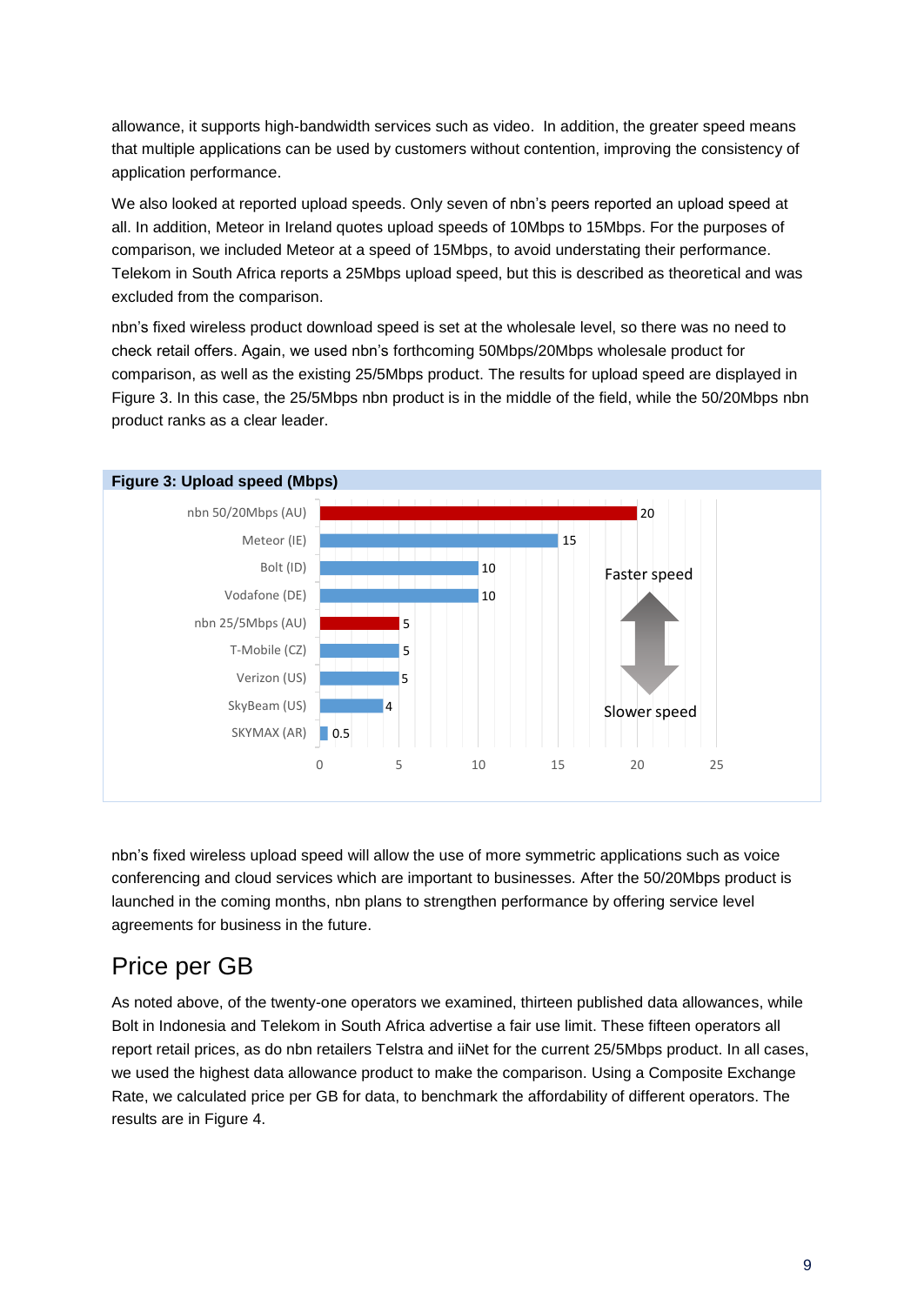allowance, it supports high-bandwidth services such as video. In addition, the greater speed means that multiple applications can be used by customers without contention, improving the consistency of application performance.

We also looked at reported upload speeds. Only seven of nbn's peers reported an upload speed at all. In addition, Meteor in Ireland quotes upload speeds of 10Mbps to 15Mbps. For the purposes of comparison, we included Meteor at a speed of 15Mbps, to avoid understating their performance. Telekom in South Africa reports a 25Mbps upload speed, but this is described as theoretical and was excluded from the comparison.

nbn's fixed wireless product download speed is set at the wholesale level, so there was no need to check retail offers. Again, we used nbn's forthcoming 50Mbps/20Mbps wholesale product for comparison, as well as the existing 25/5Mbps product. The results for upload speed are displayed in Figure 3. In this case, the 25/5Mbps nbn product is in the middle of the field, while the 50/20Mbps nbn product ranks as a clear leader.

**Figure 3: Upload speed (Mbps)**

| Operator | Upload speed (Mbps) |
| --- | --- |
| nbn 50/20Mbps (AU) | 20 |
| Meteor (IE) | 15 |
| Bolt (ID) | 10 |
| Vodafone (DE) | 10 |
| nbn 25/5Mbps (AU) | 5 |
| T-Mobile (CZ) | 5 |
| Verizon (US) | 5 |
| SkyBeam (US) | 4 |
| SKYMAX (AR) | 0.5 |

Faster speed ↕ Slower speed

nbn's fixed wireless upload speed will allow the use of more symmetric applications such as voice conferencing and cloud services which are important to businesses. After the 50/20Mbps product is launched in the coming months, nbn plans to strengthen performance by offering service level agreements for business in the future.

## Price per GB

As noted above, of the twenty-one operators we examined, thirteen published data allowances, while Bolt in Indonesia and Telekom in South Africa advertise a fair use limit. These fifteen operators all report retail prices, as do nbn retailers Telstra and iiNet for the current 25/5Mbps product. In all cases, we used the highest data allowance product to make the comparison. Using a Composite Exchange Rate, we calculated price per GB for data, to benchmark the affordability of different operators. The results are in Figure 4.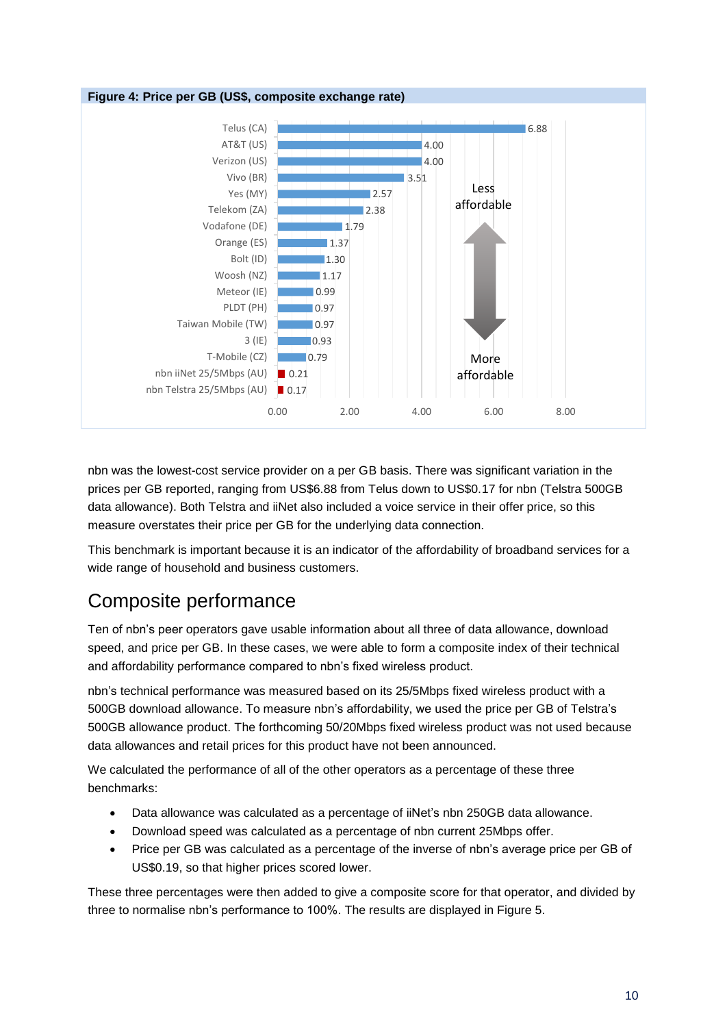**Figure 4: Price per GB (US$, composite exchange rate)**

| Operator | Price per GB (US$) |
|---|---|
| Telus (CA) | 6.88 |
| AT&T (US) | 4.00 |
| Verizon (US) | 4.00 |
| Vivo (BR) | 3.51 |
| Yes (MY) | 2.57 |
| Telekom (ZA) | 2.38 |
| Vodafone (DE) | 1.79 |
| Orange (ES) | 1.37 |
| Bolt (ID) | 1.30 |
| Woosh (NZ) | 1.17 |
| Meteor (IE) | 0.99 |
| PLDT (PH) | 0.97 |
| Taiwan Mobile (TW) | 0.97 |
| 3 (IE) | 0.93 |
| T-Mobile (CZ) | 0.79 |
| nbn iiNet 25/5Mbps (AU) | 0.21 |
| nbn Telstra 25/5Mbps (AU) | 0.17 |

Less affordable ↔ More affordable

nbn was the lowest-cost service provider on a per GB basis. There was significant variation in the prices per GB reported, ranging from US$6.88 from Telus down to US$0.17 for nbn (Telstra 500GB data allowance). Both Telstra and iiNet also included a voice service in their offer price, so this measure overstates their price per GB for the underlying data connection.

This benchmark is important because it is an indicator of the affordability of broadband services for a wide range of household and business customers.

# Composite performance

Ten of nbn's peer operators gave usable information about all three of data allowance, download speed, and price per GB. In these cases, we were able to form a composite index of their technical and affordability performance compared to nbn's fixed wireless product.

nbn's technical performance was measured based on its 25/5Mbps fixed wireless product with a 500GB download allowance. To measure nbn's affordability, we used the price per GB of Telstra's 500GB allowance product. The forthcoming 50/20Mbps fixed wireless product was not used because data allowances and retail prices for this product have not been announced.

We calculated the performance of all of the other operators as a percentage of these three benchmarks:

- Data allowance was calculated as a percentage of iiNet's nbn 250GB data allowance.
- Download speed was calculated as a percentage of nbn current 25Mbps offer.
- Price per GB was calculated as a percentage of the inverse of nbn's average price per GB of US$0.19, so that higher prices scored lower.

These three percentages were then added to give a composite score for that operator, and divided by three to normalise nbn's performance to 100%. The results are displayed in Figure 5.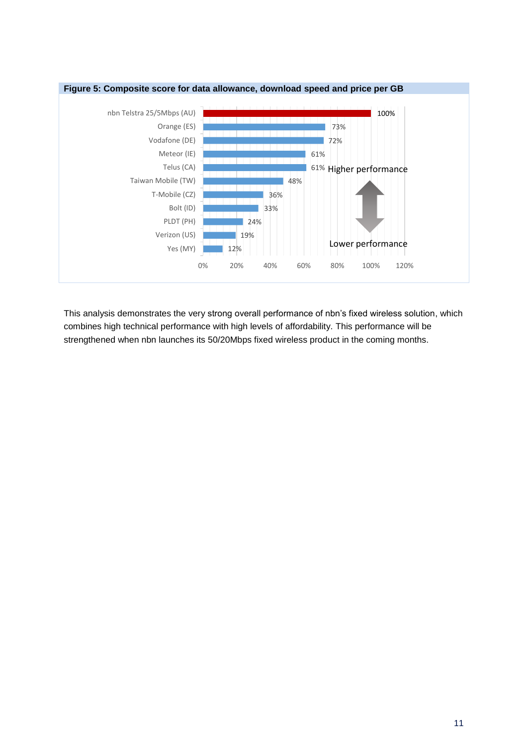**Figure 5: Composite score for data allowance, download speed and price per GB**

| Operator | Composite score |
|---|---|
| nbn Telstra 25/5Mbps (AU) | 100% |
| Orange (ES) | 73% |
| Vodafone (DE) | 72% |
| Meteor (IE) | 61% |
| Telus (CA) | 61% |
| Taiwan Mobile (TW) | 48% |
| T-Mobile (CZ) | 36% |
| Bolt (ID) | 33% |
| PLDT (PH) | 24% |
| Verizon (US) | 19% |
| Yes (MY) | 12% |

Higher performance ↔ Lower performance

This analysis demonstrates the very strong overall performance of nbn's fixed wireless solution, which combines high technical performance with high levels of affordability. This performance will be strengthened when nbn launches its 50/20Mbps fixed wireless product in the coming months.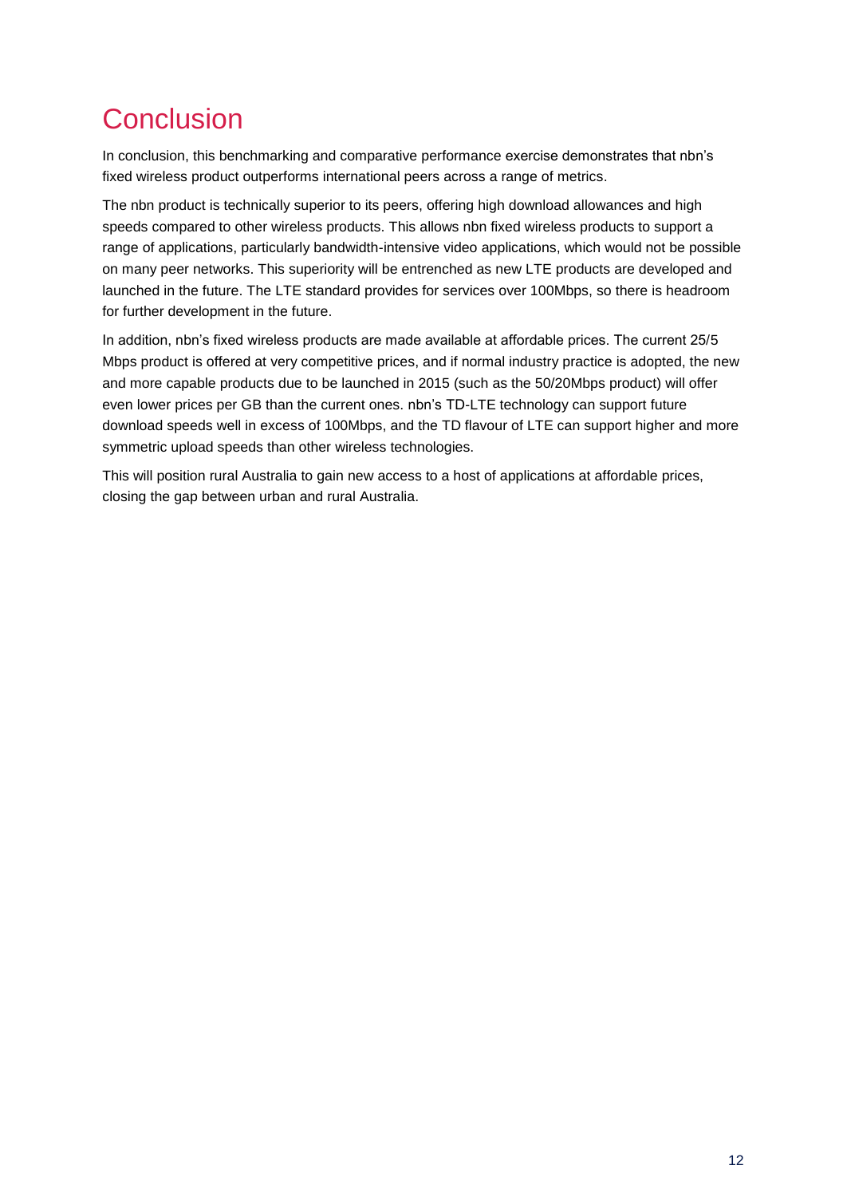# Conclusion

In conclusion, this benchmarking and comparative performance exercise demonstrates that nbn's fixed wireless product outperforms international peers across a range of metrics.

The nbn product is technically superior to its peers, offering high download allowances and high speeds compared to other wireless products. This allows nbn fixed wireless products to support a range of applications, particularly bandwidth-intensive video applications, which would not be possible on many peer networks. This superiority will be entrenched as new LTE products are developed and launched in the future. The LTE standard provides for services over 100Mbps, so there is headroom for further development in the future.

In addition, nbn's fixed wireless products are made available at affordable prices. The current 25/5 Mbps product is offered at very competitive prices, and if normal industry practice is adopted, the new and more capable products due to be launched in 2015 (such as the 50/20Mbps product) will offer even lower prices per GB than the current ones. nbn's TD-LTE technology can support future download speeds well in excess of 100Mbps, and the TD flavour of LTE can support higher and more symmetric upload speeds than other wireless technologies.

This will position rural Australia to gain new access to a host of applications at affordable prices, closing the gap between urban and rural Australia.